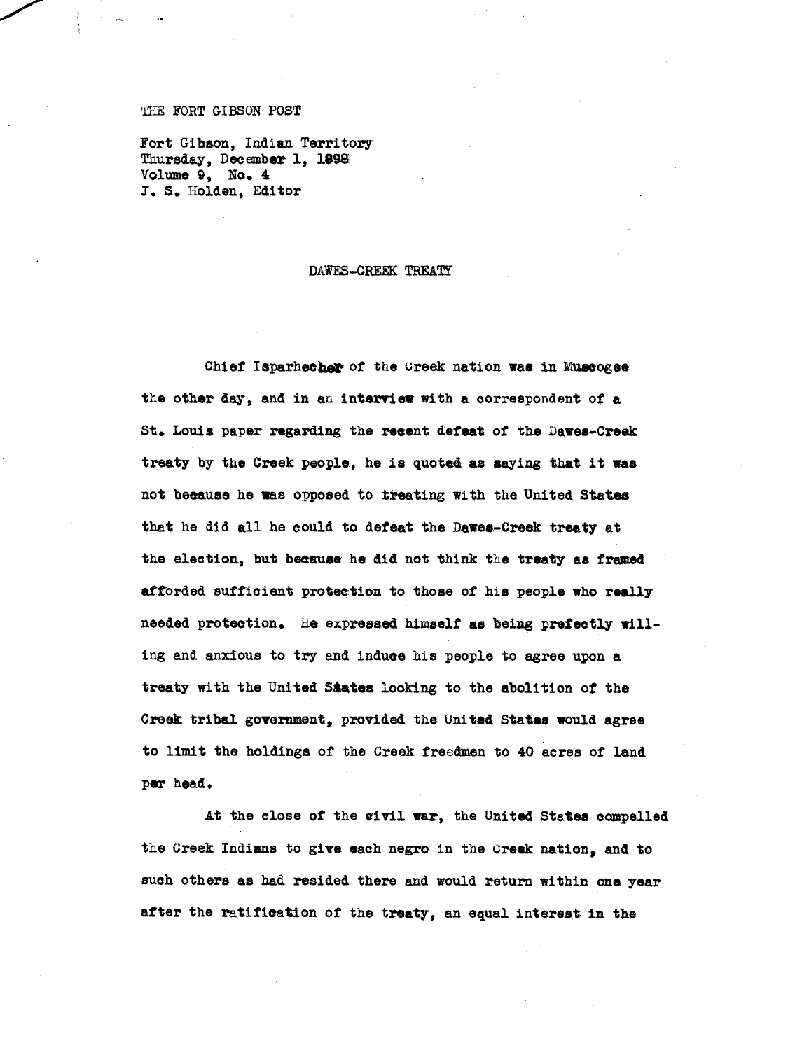THE FORT GIBSON POST

Fort Gibson, Indian Territory
Thursday, December 1, 1898
Volume 9, No. 4
J. S. Holden, Editor

## DAWES-CREEK TREATY

Chief Isparhecher of the Creek nation was in Muscogee the other day, and in an interview with a correspondent of a St. Louis paper regarding the recent defeat of the Dawes-Creek treaty by the Creek people, he is quoted as saying that it was not because he was opposed to treating with the United States that he did all he could to defeat the Dawes-Creek treaty at the election, but because he did not think the treaty as framed afforded sufficient protection to those of his people who really needed protection. He expressed himself as being prefectly willing and anxious to try and induce his people to agree upon a treaty with the United States looking to the abolition of the Creek tribal government, provided the United States would agree to limit the holdings of the Creek freedmen to 40 acres of land per head.

At the close of the civil war, the United States compelled the Creek Indians to give each negro in the Creek nation, and to such others as had resided there and would return within one year after the ratification of the treaty, an equal interest in the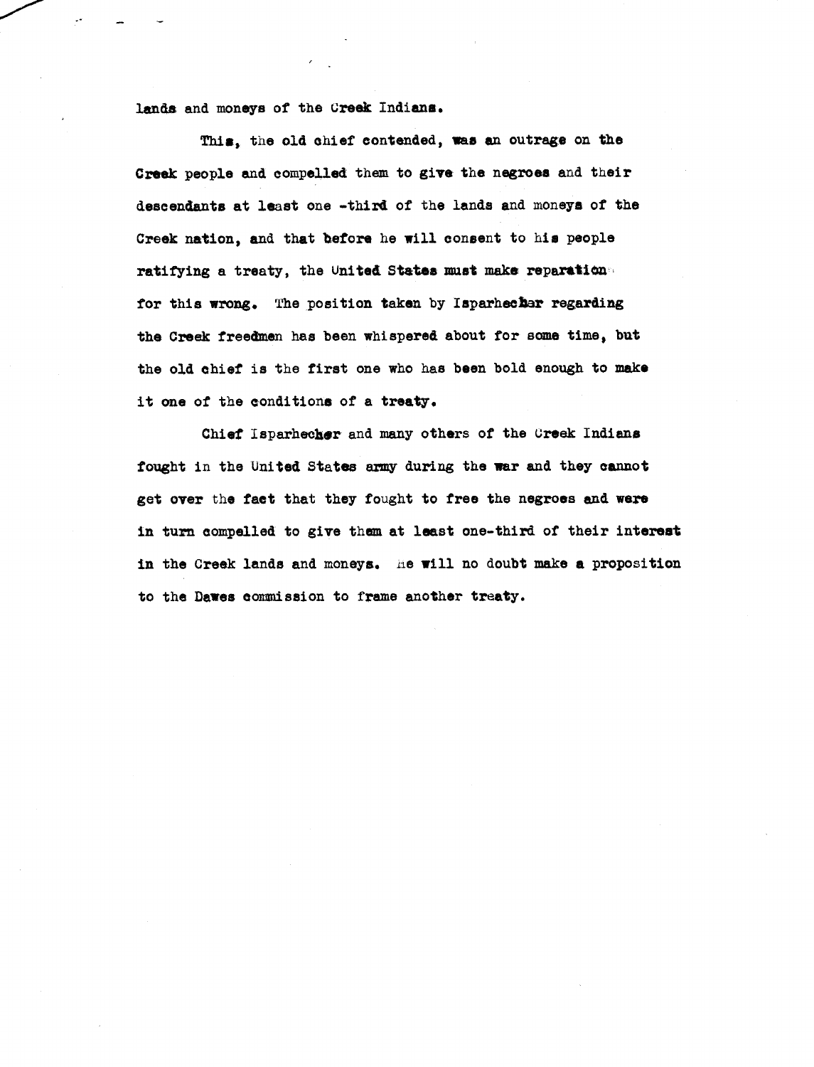lands and moneys of the Creek Indians.

This, the old chief contended, was an outrage on the Creek people and compelled them to give the negroes and their descendants at least one -third of the lands and moneys of the Creek nation, and that before he will consent to his people ratifying a treaty, the United States must make reparation for this wrong. The position taken by Isparhecher regarding the Creek freedmen has been whispered about for some time, but the old chief is the first one who has been bold enough to make it one of the conditions of a treaty.

Chief Isparhecher and many others of the Creek Indians fought in the United States army during the war and they cannot get over the fact that they fought to free the negroes and were in turn compelled to give them at least one-third of their interest in the Creek lands and moneys. He will no doubt make a proposition to the Dawes commission to frame another treaty.